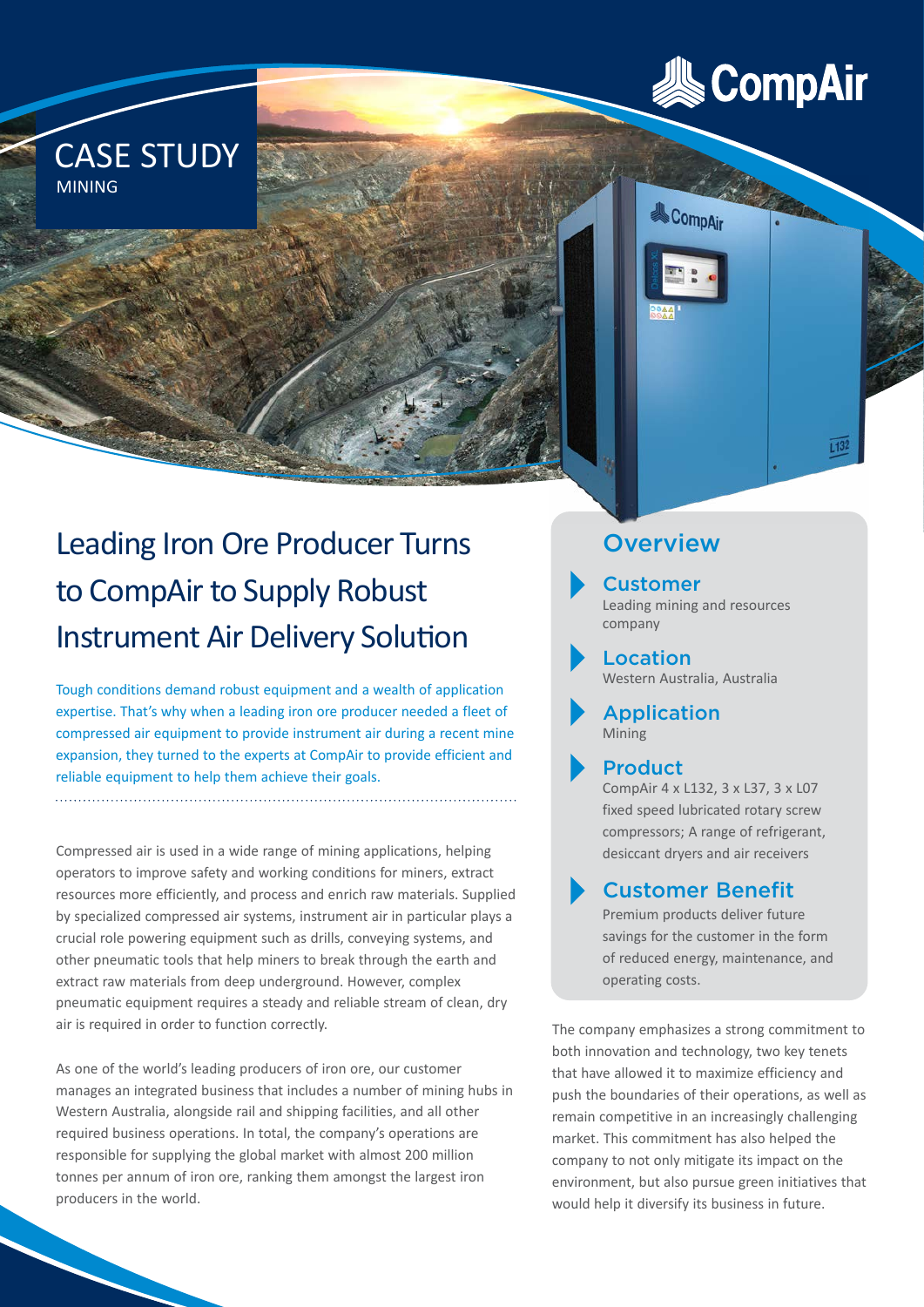CASE STUDY
MINING

# Leading Iron Ore Producer Turns to CompAir to Supply Robust Instrument Air Delivery Solution

Tough conditions demand robust equipment and a wealth of application expertise. That's why when a leading iron ore producer needed a fleet of compressed air equipment to provide instrument air during a recent mine expansion, they turned to the experts at CompAir to provide efficient and reliable equipment to help them achieve their goals.

Compressed air is used in a wide range of mining applications, helping operators to improve safety and working conditions for miners, extract resources more efficiently, and process and enrich raw materials. Supplied by specialized compressed air systems, instrument air in particular plays a crucial role powering equipment such as drills, conveying systems, and other pneumatic tools that help miners to break through the earth and extract raw materials from deep underground. However, complex pneumatic equipment requires a steady and reliable stream of clean, dry air is required in order to function correctly.

As one of the world's leading producers of iron ore, our customer manages an integrated business that includes a number of mining hubs in Western Australia, alongside rail and shipping facilities, and all other required business operations. In total, the company's operations are responsible for supplying the global market with almost 200 million tonnes per annum of iron ore, ranking them amongst the largest iron producers in the world.

## Overview

### Customer
Leading mining and resources company

### Location
Western Australia, Australia

### Application
Mining

### Product
CompAir 4 x L132, 3 x L37, 3 x L07 fixed speed lubricated rotary screw compressors; A range of refrigerant, desiccant dryers and air receivers

### Customer Benefit
Premium products deliver future savings for the customer in the form of reduced energy, maintenance, and operating costs.

The company emphasizes a strong commitment to both innovation and technology, two key tenets that have allowed it to maximize efficiency and push the boundaries of their operations, as well as remain competitive in an increasingly challenging market. This commitment has also helped the company to not only mitigate its impact on the environment, but also pursue green initiatives that would help it diversify its business in future.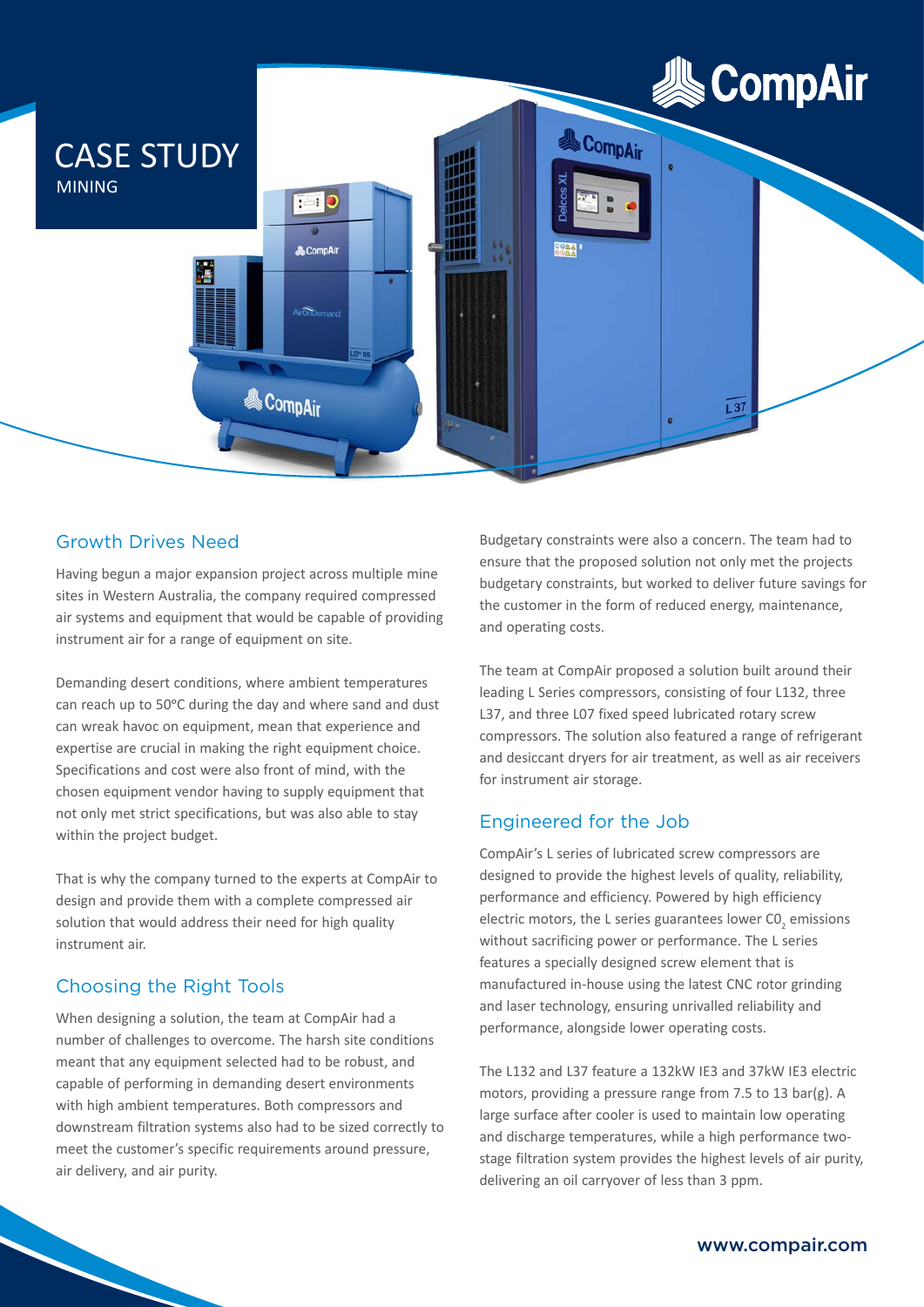# CASE STUDY

MINING

## Growth Drives Need

Having begun a major expansion project across multiple mine sites in Western Australia, the company required compressed air systems and equipment that would be capable of providing instrument air for a range of equipment on site.

Demanding desert conditions, where ambient temperatures can reach up to 50ºC during the day and where sand and dust can wreak havoc on equipment, mean that experience and expertise are crucial in making the right equipment choice. Specifications and cost were also front of mind, with the chosen equipment vendor having to supply equipment that not only met strict specifications, but was also able to stay within the project budget.

That is why the company turned to the experts at CompAir to design and provide them with a complete compressed air solution that would address their need for high quality instrument air.

## Choosing the Right Tools

When designing a solution, the team at CompAir had a number of challenges to overcome. The harsh site conditions meant that any equipment selected had to be robust, and capable of performing in demanding desert environments with high ambient temperatures. Both compressors and downstream filtration systems also had to be sized correctly to meet the customer's specific requirements around pressure, air delivery, and air purity.

Budgetary constraints were also a concern. The team had to ensure that the proposed solution not only met the projects budgetary constraints, but worked to deliver future savings for the customer in the form of reduced energy, maintenance, and operating costs.

The team at CompAir proposed a solution built around their leading L Series compressors, consisting of four L132, three L37, and three L07 fixed speed lubricated rotary screw compressors. The solution also featured a range of refrigerant and desiccant dryers for air treatment, as well as air receivers for instrument air storage.

## Engineered for the Job

CompAir's L series of lubricated screw compressors are designed to provide the highest levels of quality, reliability, performance and efficiency. Powered by high efficiency electric motors, the L series guarantees lower $C0_2$ emissions without sacrificing power or performance. The L series features a specially designed screw element that is manufactured in-house using the latest CNC rotor grinding and laser technology, ensuring unrivalled reliability and performance, alongside lower operating costs.

The L132 and L37 feature a 132kW IE3 and 37kW IE3 electric motors, providing a pressure range from 7.5 to 13 bar(g). A large surface after cooler is used to maintain low operating and discharge temperatures, while a high performance two-stage filtration system provides the highest levels of air purity, delivering an oil carryover of less than 3 ppm.

www.compair.com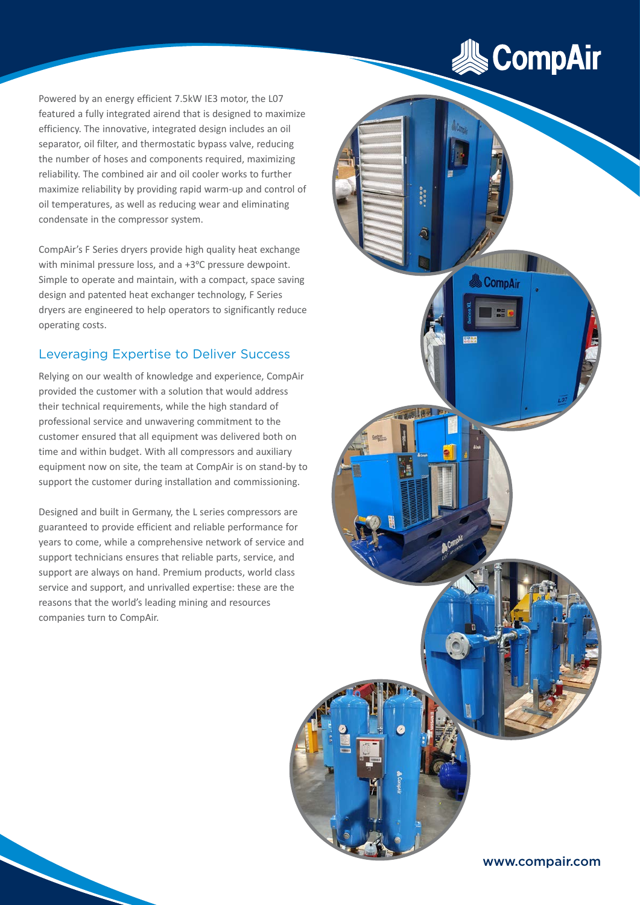Powered by an energy efficient 7.5kW IE3 motor, the L07 featured a fully integrated airend that is designed to maximize efficiency. The innovative, integrated design includes an oil separator, oil filter, and thermostatic bypass valve, reducing the number of hoses and components required, maximizing reliability. The combined air and oil cooler works to further maximize reliability by providing rapid warm-up and control of oil temperatures, as well as reducing wear and eliminating condensate in the compressor system.

CompAir's F Series dryers provide high quality heat exchange with minimal pressure loss, and a +3ºC pressure dewpoint. Simple to operate and maintain, with a compact, space saving design and patented heat exchanger technology, F Series dryers are engineered to help operators to significantly reduce operating costs.

## Leveraging Expertise to Deliver Success

Relying on our wealth of knowledge and experience, CompAir provided the customer with a solution that would address their technical requirements, while the high standard of professional service and unwavering commitment to the customer ensured that all equipment was delivered both on time and within budget. With all compressors and auxiliary equipment now on site, the team at CompAir is on stand-by to support the customer during installation and commissioning.

Designed and built in Germany, the L series compressors are guaranteed to provide efficient and reliable performance for years to come, while a comprehensive network of service and support technicians ensures that reliable parts, service, and support are always on hand. Premium products, world class service and support, and unrivalled expertise: these are the reasons that the world's leading mining and resources companies turn to CompAir.

www.compair.com